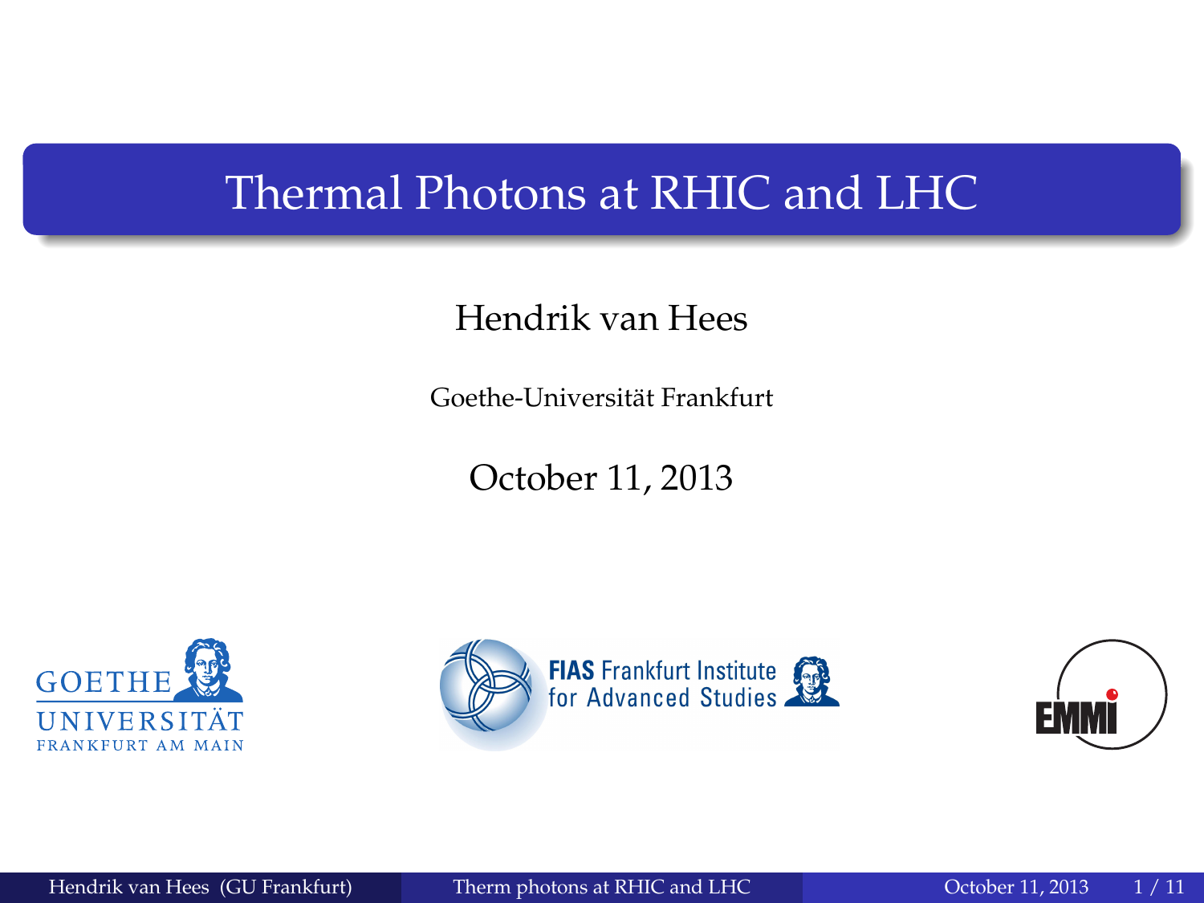# Thermal Photons at RHIC and LHC

Hendrik van Hees

Goethe-Universität Frankfurt

October 11, 2013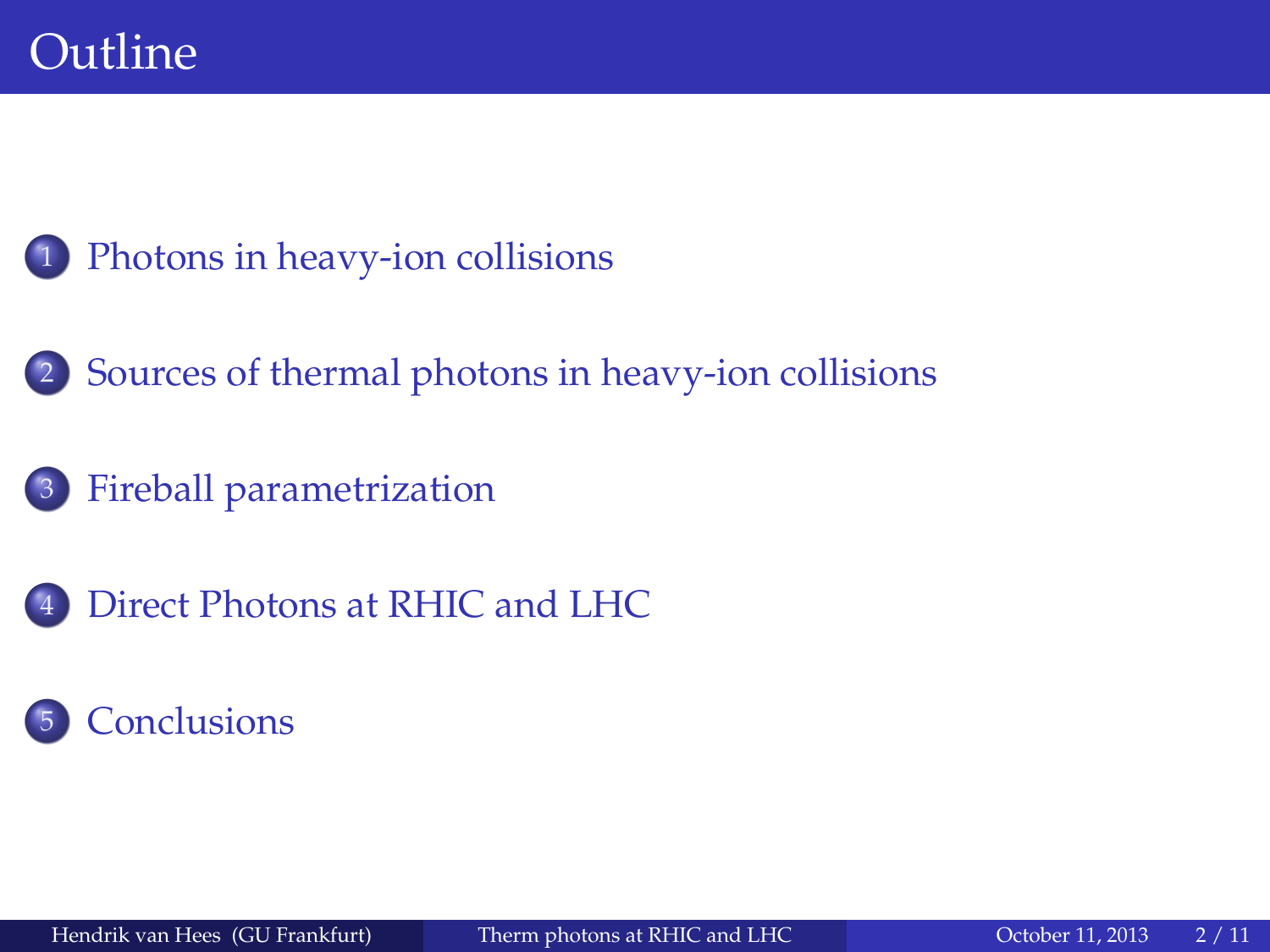# Outline

1. Photons in heavy-ion collisions
2. Sources of thermal photons in heavy-ion collisions
3. Fireball parametrization
4. Direct Photons at RHIC and LHC
5. Conclusions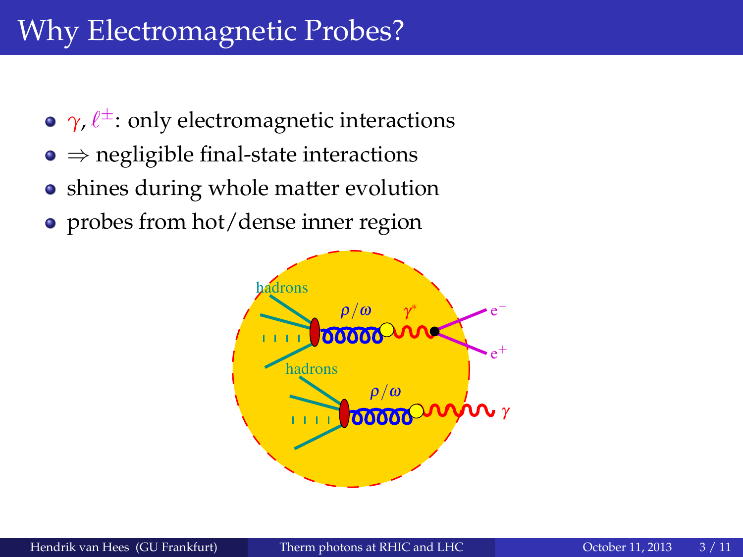# Why Electromagnetic Probes?

- $\gamma$, $\ell^{\pm}$: only electromagnetic interactions
- $\Rightarrow$ negligible final-state interactions
- shines during whole matter evolution
- probes from hot/dense inner region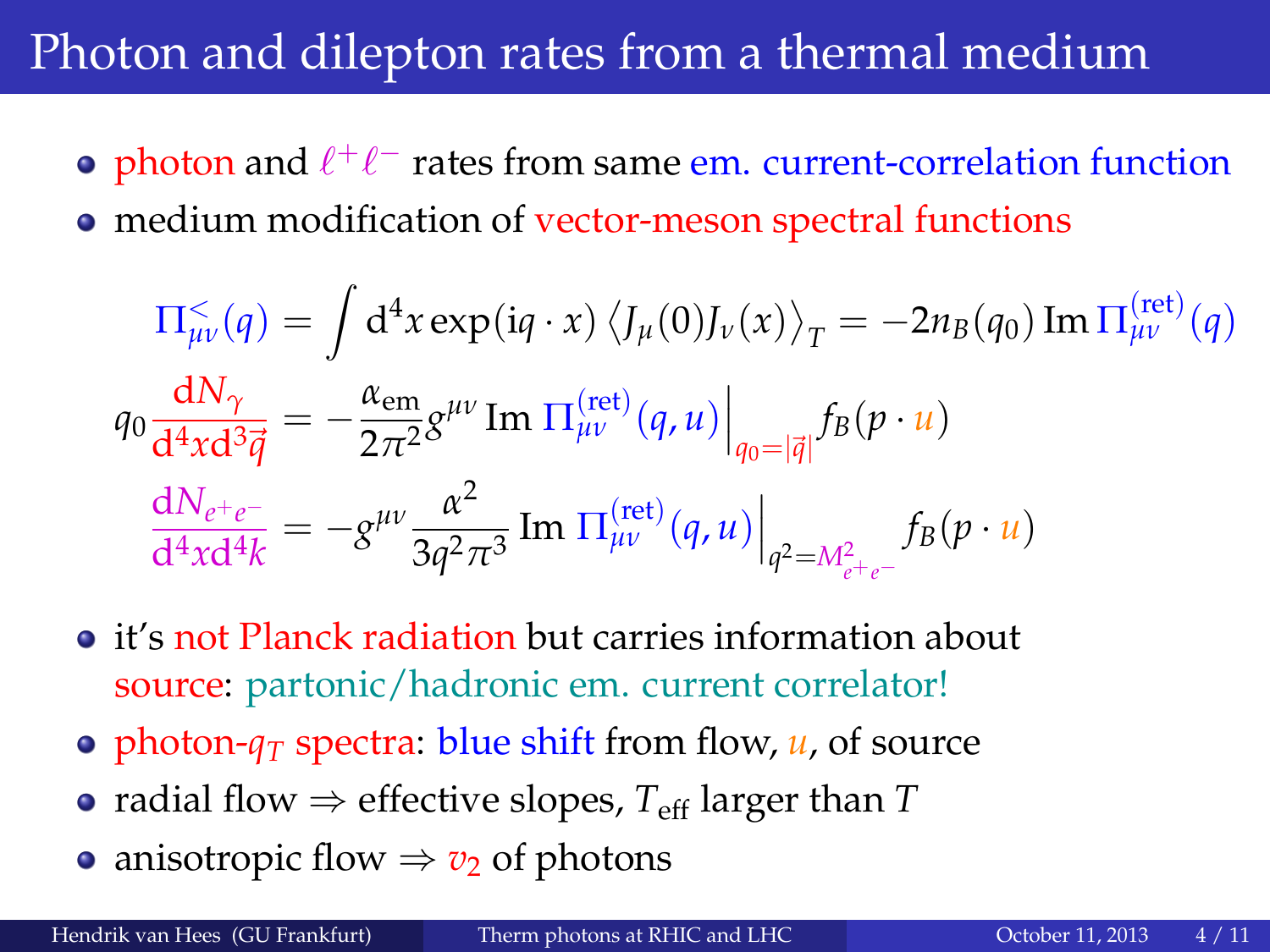# Photon and dilepton rates from a thermal medium

- photon and $\ell^+\ell^-$ rates from same em. current-correlation function
- medium modification of vector-meson spectral functions

$$\Pi^{<}_{\mu\nu}(q) = \int \mathrm{d}^4 x \exp(\mathrm{i} q \cdot x) \left\langle J_\mu(0) J_\nu(x) \right\rangle_T = -2 n_B(q_0) \operatorname{Im} \Pi^{(\mathrm{ret})}_{\mu\nu}(q)$$

$$q_0 \frac{\mathrm{d}N_\gamma}{\mathrm{d}^4 x \mathrm{d}^3 \vec{q}} = -\frac{\alpha_{\mathrm{em}}}{2\pi^2} g^{\mu\nu} \operatorname{Im} \Pi^{(\mathrm{ret})}_{\mu\nu}(q, u) \Big|_{q_0 = |\vec{q}|} f_B(p \cdot u)$$

$$\frac{\mathrm{d}N_{e^+e^-}}{\mathrm{d}^4 x \mathrm{d}^4 k} = -g^{\mu\nu} \frac{\alpha^2}{3 q^2 \pi^3} \operatorname{Im} \Pi^{(\mathrm{ret})}_{\mu\nu}(q, u) \Big|_{q^2 = M^2_{e^+e^-}} f_B(p \cdot u)$$

- it's not Planck radiation but carries information about source: partonic/hadronic em. current correlator!
- photon-$q_T$ spectra: blue shift from flow, $u$, of source
- radial flow $\Rightarrow$ effective slopes, $T_{\mathrm{eff}}$ larger than $T$
- anisotropic flow $\Rightarrow$ $v_2$ of photons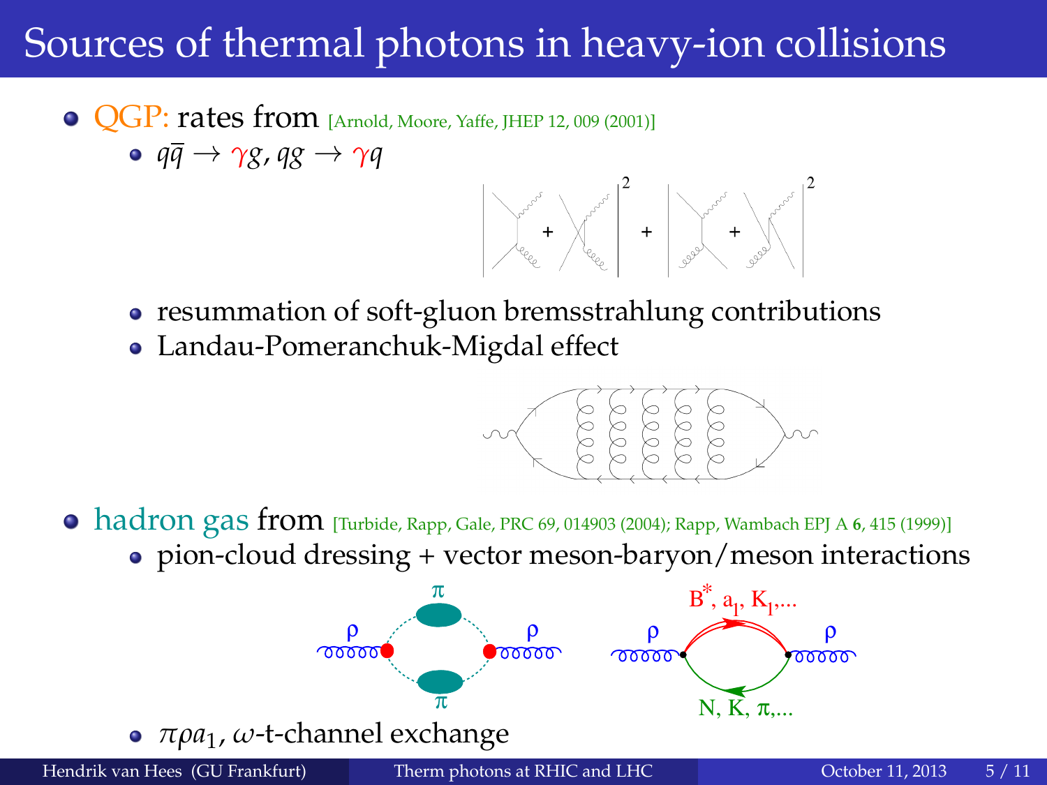# Sources of thermal photons in heavy-ion collisions

- QGP: rates from [Arnold, Moore, Yaffe, JHEP 12, 009 (2001)]
  - $q\bar{q} \rightarrow \gamma g, qg \rightarrow \gamma q$
  - resummation of soft-gluon bremsstrahlung contributions
  - Landau-Pomeranchuk-Migdal effect
- hadron gas from [Turbide, Rapp, Gale, PRC 69, 014903 (2004); Rapp, Wambach EPJ A **6**, 415 (1999)]
  - pion-cloud dressing + vector meson-baryon/meson interactions
  - $\pi\rho a_1$, $\omega$-t-channel exchange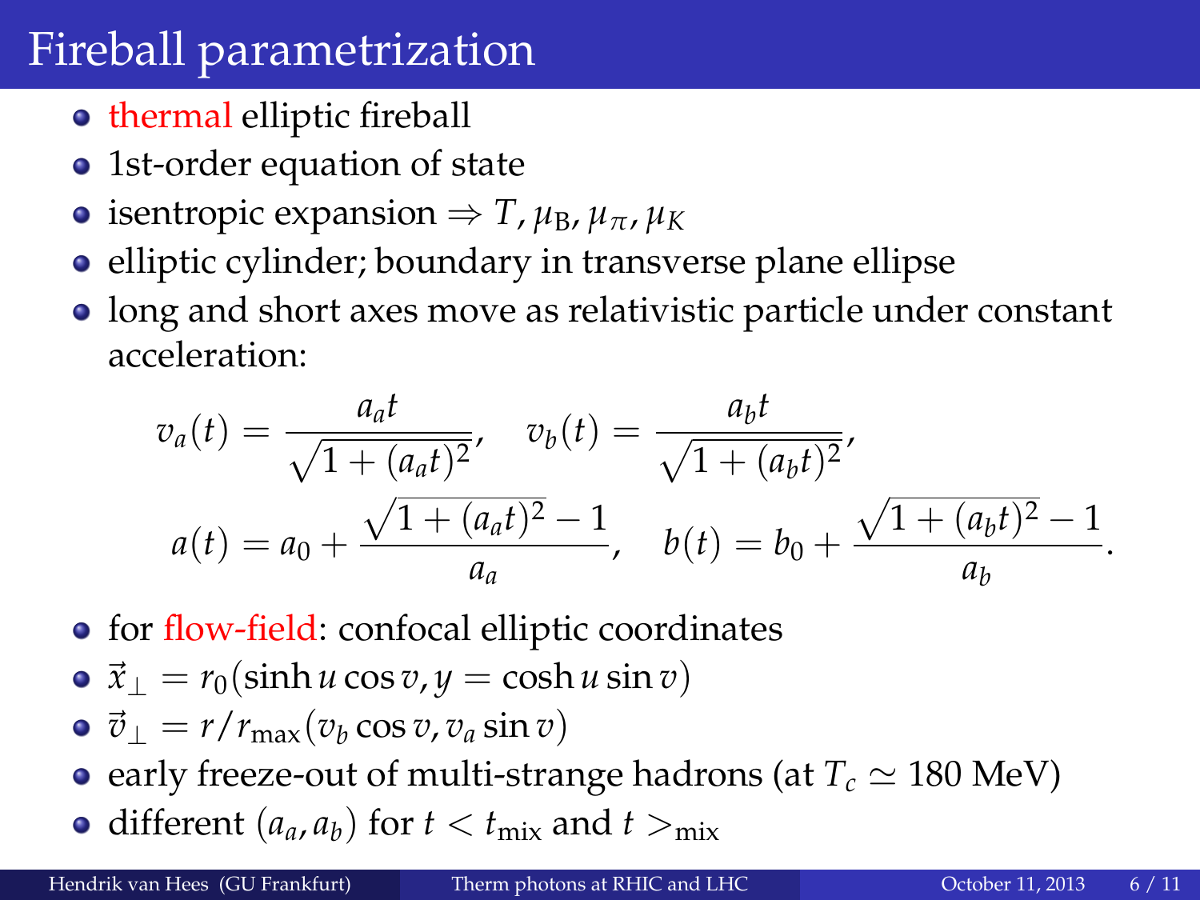# Fireball parametrization

- thermal elliptic fireball
- 1st-order equation of state
- isentropic expansion $\Rightarrow T, \mu_{\text{B}}, \mu_{\pi}, \mu_K$
- elliptic cylinder; boundary in transverse plane ellipse
- long and short axes move as relativistic particle under constant acceleration:

$$v_a(t) = \frac{a_a t}{\sqrt{1+(a_a t)^2}}, \quad v_b(t) = \frac{a_b t}{\sqrt{1+(a_b t)^2}},$$

$$a(t) = a_0 + \frac{\sqrt{1+(a_a t)^2}-1}{a_a}, \quad b(t) = b_0 + \frac{\sqrt{1+(a_b t)^2}-1}{a_b}.$$

- for flow-field: confocal elliptic coordinates
- $\vec{x}_{\perp} = r_0(\sinh u \cos v, y = \cosh u \sin v)$
- $\vec{v}_{\perp} = r/r_{\text{max}}(v_b \cos v, v_a \sin v)$
- early freeze-out of multi-strange hadrons (at $T_c \simeq 180$ MeV)
- different $(a_a, a_b)$ for $t < t_{\text{mix}}$ and $t >_{\text{mix}}$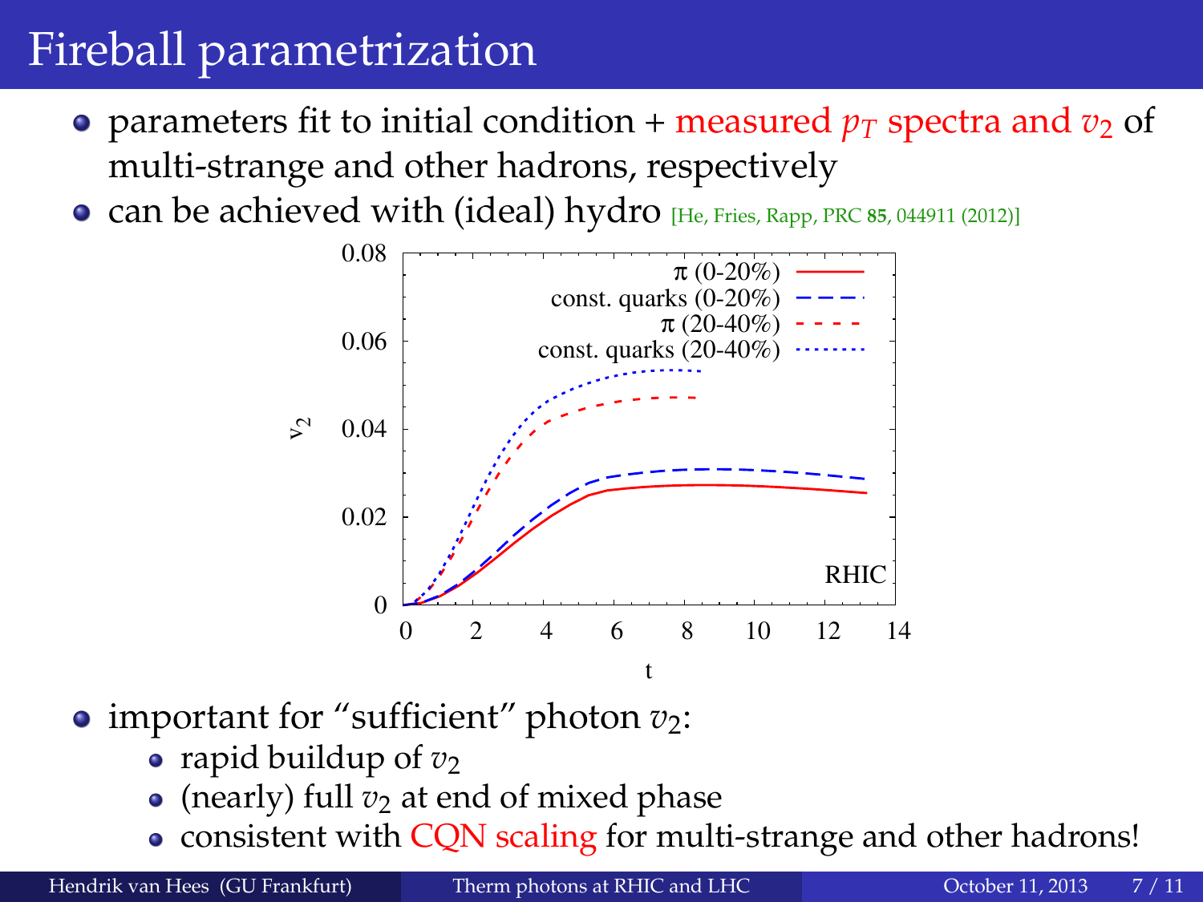# Fireball parametrization

- parameters fit to initial condition + measured $p_T$ spectra and $v_2$ of multi-strange and other hadrons, respectively
- can be achieved with (ideal) hydro [He, Fries, Rapp, PRC **85**, 044911 (2012)]

- important for "sufficient" photon $v_2$:
  - rapid buildup of $v_2$
  - (nearly) full $v_2$ at end of mixed phase
  - consistent with CQN scaling for multi-strange and other hadrons!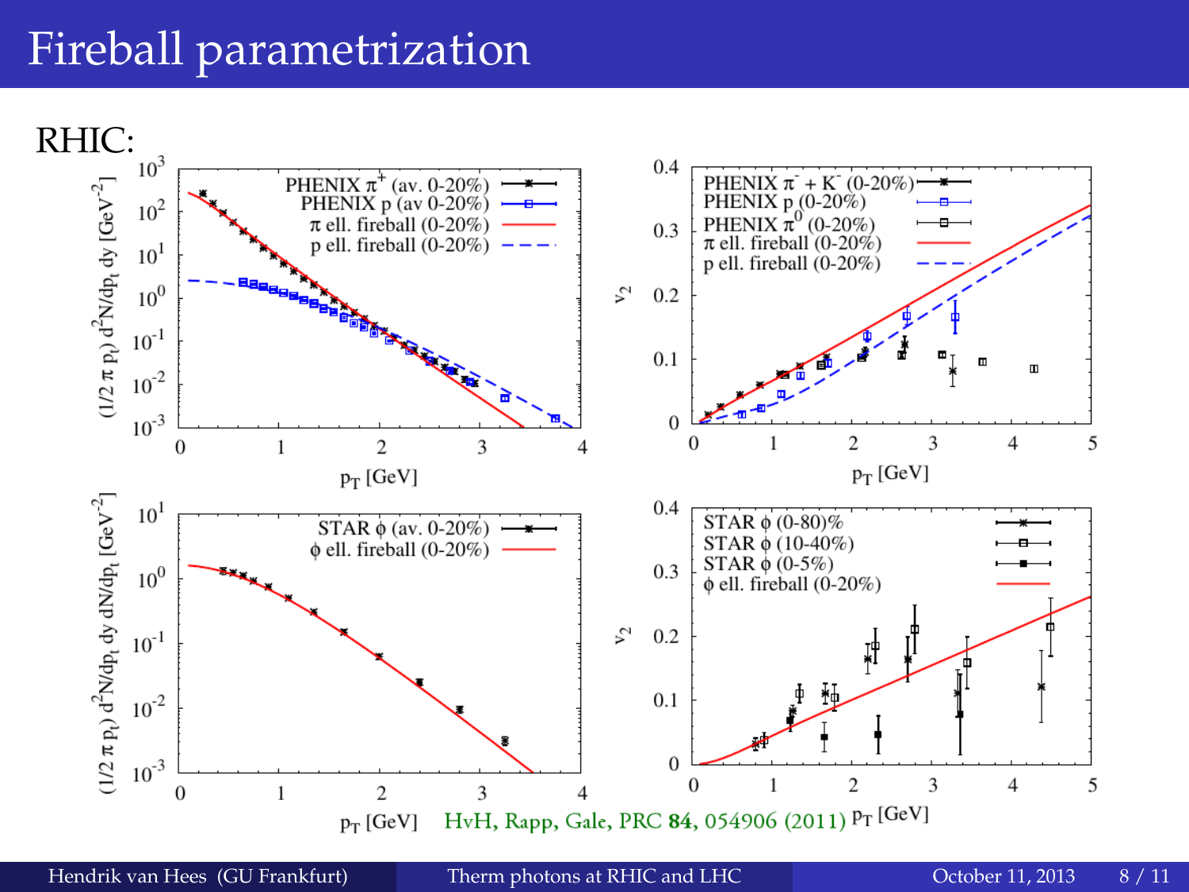# Fireball parametrization

RHIC:

HvH, Rapp, Gale, PRC **84**, 054906 (2011)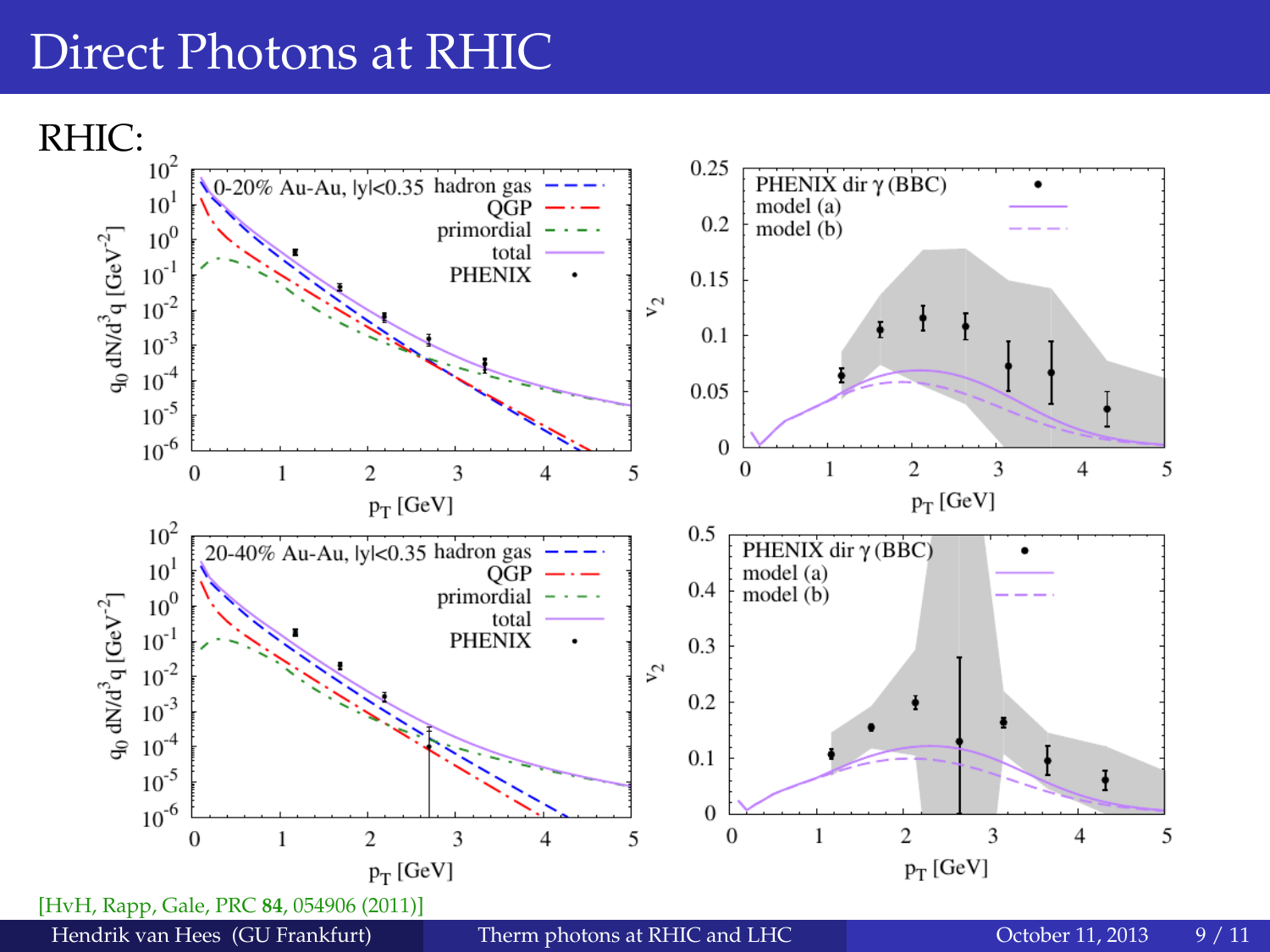# Direct Photons at RHIC

RHIC:

[HvH, Rapp, Gale, PRC **84**, 054906 (2011)]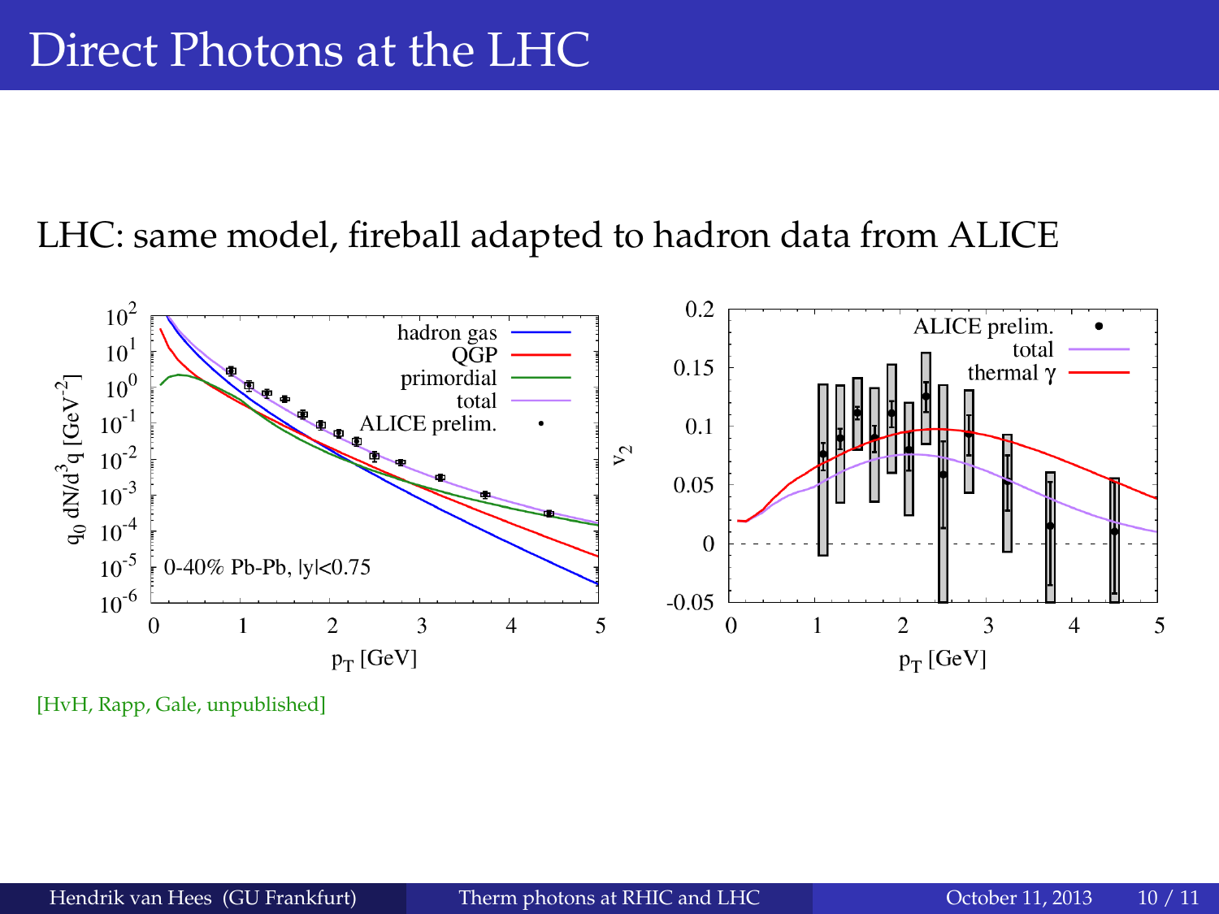# Direct Photons at the LHC

LHC: same model, fireball adapted to hadron data from ALICE

[HvH, Rapp, Gale, unpublished]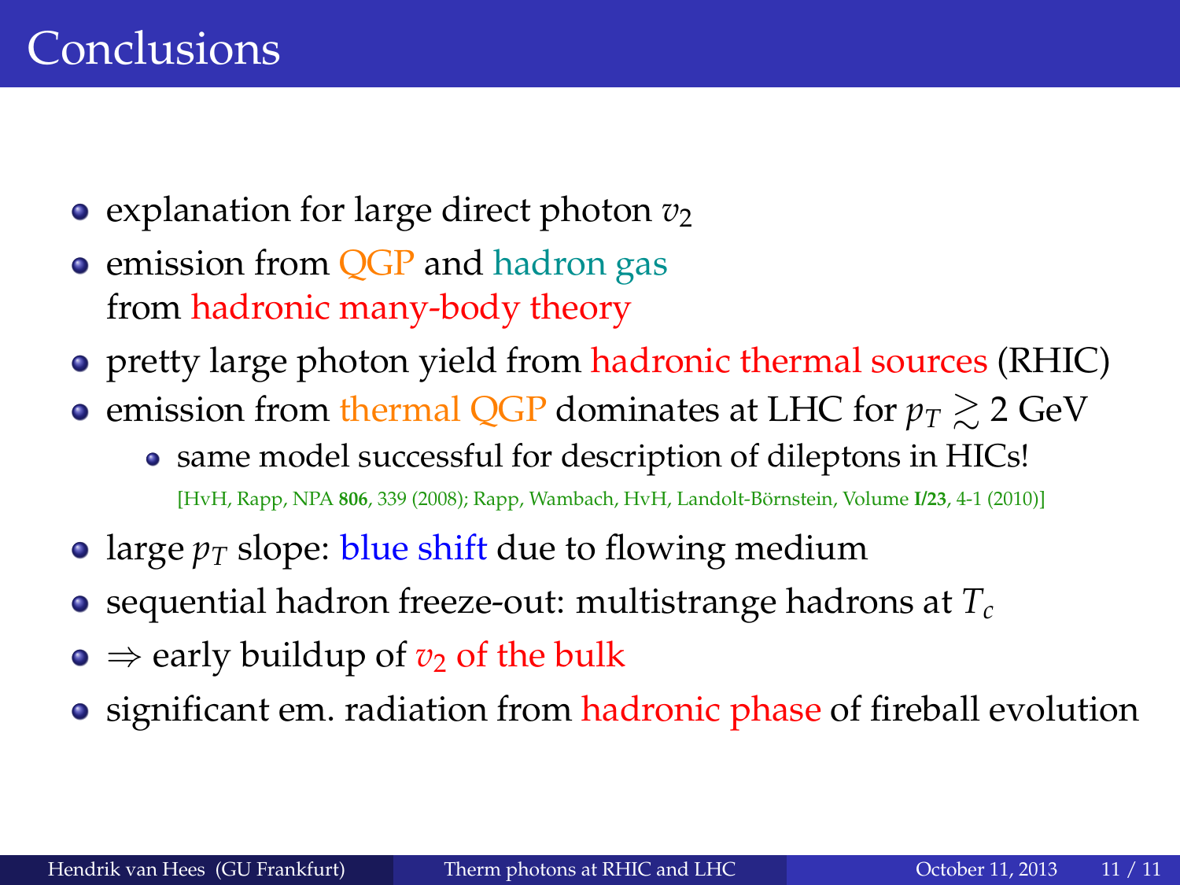# Conclusions

- explanation for large direct photon $v_2$
- emission from QGP and hadron gas
  from hadronic many-body theory
- pretty large photon yield from hadronic thermal sources (RHIC)
- emission from thermal QGP dominates at LHC for $p_T \gtrsim 2$ GeV
  - same model successful for description of dileptons in HICs!
    [HvH, Rapp, NPA **806**, 339 (2008); Rapp, Wambach, HvH, Landolt-Börnstein, Volume **I/23**, 4-1 (2010)]
- large $p_T$ slope: blue shift due to flowing medium
- sequential hadron freeze-out: multistrange hadrons at $T_c$
- $\Rightarrow$ early buildup of $v_2$ of the bulk
- significant em. radiation from hadronic phase of fireball evolution